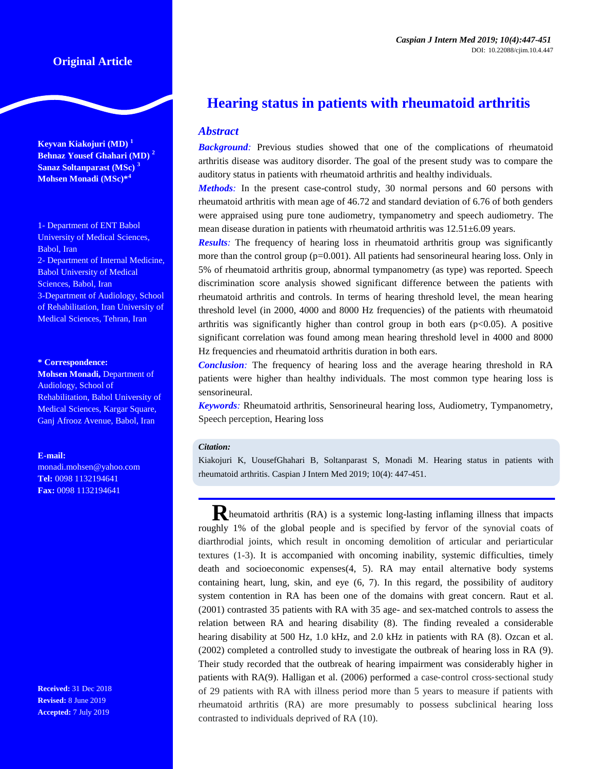Original Article

# Hearing status in patients with rheumatoid arthritis

**Keyvan Kiakojuri (MD) [1]**
**Behnaz Yousef Ghahari (MD) [2]**
**Sanaz Soltanparast (MSc) [3]**
**Mohsen Monadi (MSc)*[4]**

1- Department of ENT Babol University of Medical Sciences, Babol, Iran
2- Department of Internal Medicine, Babol University of Medical Sciences, Babol, Iran
3-Department of Audiology, School of Rehabilitation, Iran University of Medical Sciences, Tehran, Iran

**\* Correspondence:**
**Mohsen Monadi,** Department of Audiology, School of Rehabilitation, Babol University of Medical Sciences, Kargar Square, Ganj Afrooz Avenue, Babol, Iran

**E-mail:**
monadi.mohsen@yahoo.com
**Tel:** 0098 1132194641
**Fax:** 0098 1132194641

**Received:** 31 Dec 2018
**Revised:** 8 June 2019
**Accepted:** 7 July 2019

DOI: 10.22088/cjim.10.4.447

## Abstract

***Background:*** Previous studies showed that one of the complications of rheumatoid arthritis disease was auditory disorder. The goal of the present study was to compare the auditory status in patients with rheumatoid arthritis and healthy individuals.

***Methods:*** In the present case-control study, 30 normal persons and 60 persons with rheumatoid arthritis with mean age of 46.72 and standard deviation of 6.76 of both genders were appraised using pure tone audiometry, tympanometry and speech audiometry. The mean disease duration in patients with rheumatoid arthritis was 12.51±6.09 years.

***Results:*** The frequency of hearing loss in rheumatoid arthritis group was significantly more than the control group (p=0.001). All patients had sensorineural hearing loss. Only in 5% of rheumatoid arthritis group, abnormal tympanometry (as type) was reported. Speech discrimination score analysis showed significant difference between the patients with rheumatoid arthritis and controls. In terms of hearing threshold level, the mean hearing threshold level (in 2000, 4000 and 8000 Hz frequencies) of the patients with rheumatoid arthritis was significantly higher than control group in both ears (p<0.05). A positive significant correlation was found among mean hearing threshold level in 4000 and 8000 Hz frequencies and rheumatoid arthritis duration in both ears.

***Conclusion:*** The frequency of hearing loss and the average hearing threshold in RA patients were higher than healthy individuals. The most common type hearing loss is sensorineural.

***Keywords:*** Rheumatoid arthritis, Sensorineural hearing loss, Audiometry, Tympanometry, Speech perception, Hearing loss

***Citation:***
Kiakojuri K, UousefGhahari B, Soltanparast S, Monadi M. Hearing status in patients with rheumatoid arthritis. Caspian J Intern Med 2019; 10(4): 447-451.

Rheumatoid arthritis (RA) is a systemic long-lasting inflaming illness that impacts roughly 1% of the global people and is specified by fervor of the synovial coats of diarthrodial joints, which result in oncoming demolition of articular and periarticular textures (1-3). It is accompanied with oncoming inability, systemic difficulties, timely death and socioeconomic expenses(4, 5). RA may entail alternative body systems containing heart, lung, skin, and eye (6, 7). In this regard, the possibility of auditory system contention in RA has been one of the domains with great concern. Raut et al. (2001) contrasted 35 patients with RA with 35 age- and sex-matched controls to assess the relation between RA and hearing disability (8). The finding revealed a considerable hearing disability at 500 Hz, 1.0 kHz, and 2.0 kHz in patients with RA (8). Ozcan et al. (2002) completed a controlled study to investigate the outbreak of hearing loss in RA (9). Their study recorded that the outbreak of hearing impairment was considerably higher in patients with RA(9). Halligan et al. (2006) performed a case-control cross-sectional study of 29 patients with RA with illness period more than 5 years to measure if patients with rheumatoid arthritis (RA) are more presumably to possess subclinical hearing loss contrasted to individuals deprived of RA (10).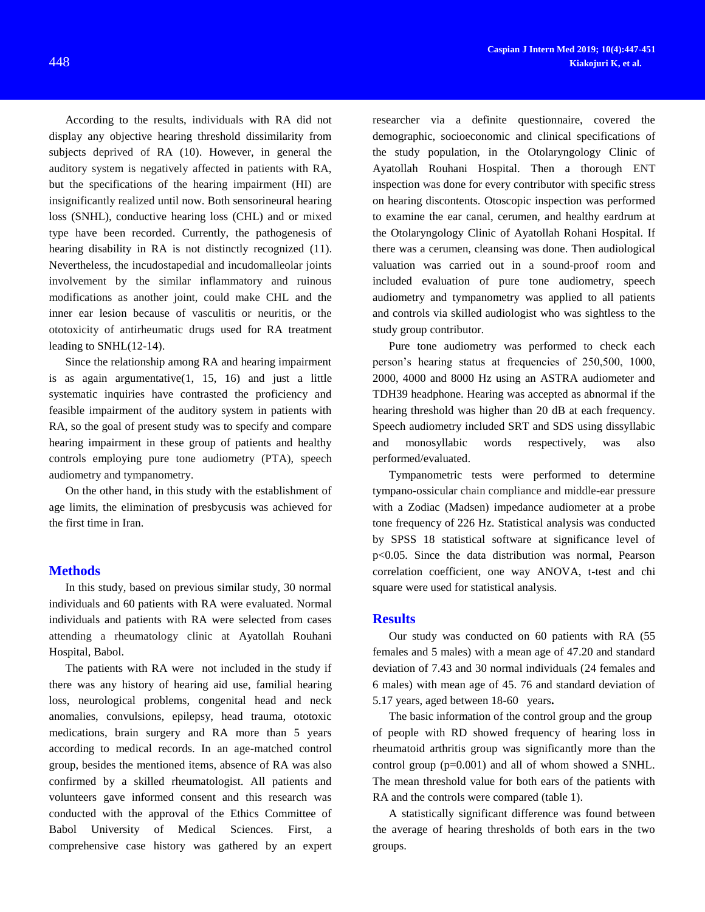According to the results, individuals with RA did not display any objective hearing threshold dissimilarity from subjects deprived of RA (10). However, in general the auditory system is negatively affected in patients with RA, but the specifications of the hearing impairment (HI) are insignificantly realized until now. Both sensorineural hearing loss (SNHL), conductive hearing loss (CHL) and or mixed type have been recorded. Currently, the pathogenesis of hearing disability in RA is not distinctly recognized (11). Nevertheless, the incudostapedial and incudomalleolar joints involvement by the similar inflammatory and ruinous modifications as another joint, could make CHL and the inner ear lesion because of vasculitis or neuritis, or the ototoxicity of antirheumatic drugs used for RA treatment leading to SNHL(12-14).

Since the relationship among RA and hearing impairment is as again argumentative(1, 15, 16) and just a little systematic inquiries have contrasted the proficiency and feasible impairment of the auditory system in patients with RA, so the goal of present study was to specify and compare hearing impairment in these group of patients and healthy controls employing pure tone audiometry (PTA), speech audiometry and tympanometry.

On the other hand, in this study with the establishment of age limits, the elimination of presbycusis was achieved for the first time in Iran.

## Methods

In this study, based on previous similar study, 30 normal individuals and 60 patients with RA were evaluated. Normal individuals and patients with RA were selected from cases attending a rheumatology clinic at Ayatollah Rouhani Hospital, Babol.

The patients with RA were not included in the study if there was any history of hearing aid use, familial hearing loss, neurological problems, congenital head and neck anomalies, convulsions, epilepsy, head trauma, ototoxic medications, brain surgery and RA more than 5 years according to medical records. In an age-matched control group, besides the mentioned items, absence of RA was also confirmed by a skilled rheumatologist. All patients and volunteers gave informed consent and this research was conducted with the approval of the Ethics Committee of Babol University of Medical Sciences. First, a comprehensive case history was gathered by an expert researcher via a definite questionnaire, covered the demographic, socioeconomic and clinical specifications of the study population, in the Otolaryngology Clinic of Ayatollah Rouhani Hospital. Then a thorough ENT inspection was done for every contributor with specific stress on hearing discontents. Otoscopic inspection was performed to examine the ear canal, cerumen, and healthy eardrum at the Otolaryngology Clinic of Ayatollah Rohani Hospital. If there was a cerumen, cleansing was done. Then audiological valuation was carried out in a sound-proof room and included evaluation of pure tone audiometry, speech audiometry and tympanometry was applied to all patients and controls via skilled audiologist who was sightless to the study group contributor.

Pure tone audiometry was performed to check each person's hearing status at frequencies of 250,500, 1000, 2000, 4000 and 8000 Hz using an ASTRA audiometer and TDH39 headphone. Hearing was accepted as abnormal if the hearing threshold was higher than 20 dB at each frequency. Speech audiometry included SRT and SDS using dissyllabic and monosyllabic words respectively, was also performed/evaluated.

Tympanometric tests were performed to determine tympano-ossicular chain compliance and middle-ear pressure with a Zodiac (Madsen) impedance audiometer at a probe tone frequency of 226 Hz. Statistical analysis was conducted by SPSS 18 statistical software at significance level of $p<0.05$. Since the data distribution was normal, Pearson correlation coefficient, one way ANOVA, t-test and chi square were used for statistical analysis.

## Results

Our study was conducted on 60 patients with RA (55 females and 5 males) with a mean age of 47.20 and standard deviation of 7.43 and 30 normal individuals (24 females and 6 males) with mean age of 45. 76 and standard deviation of 5.17 years, aged between 18-60 years**.**

The basic information of the control group and the group of people with RD showed frequency of hearing loss in rheumatoid arthritis group was significantly more than the control group (p=0.001) and all of whom showed a SNHL. The mean threshold value for both ears of the patients with RA and the controls were compared (table 1).

A statistically significant difference was found between the average of hearing thresholds of both ears in the two groups.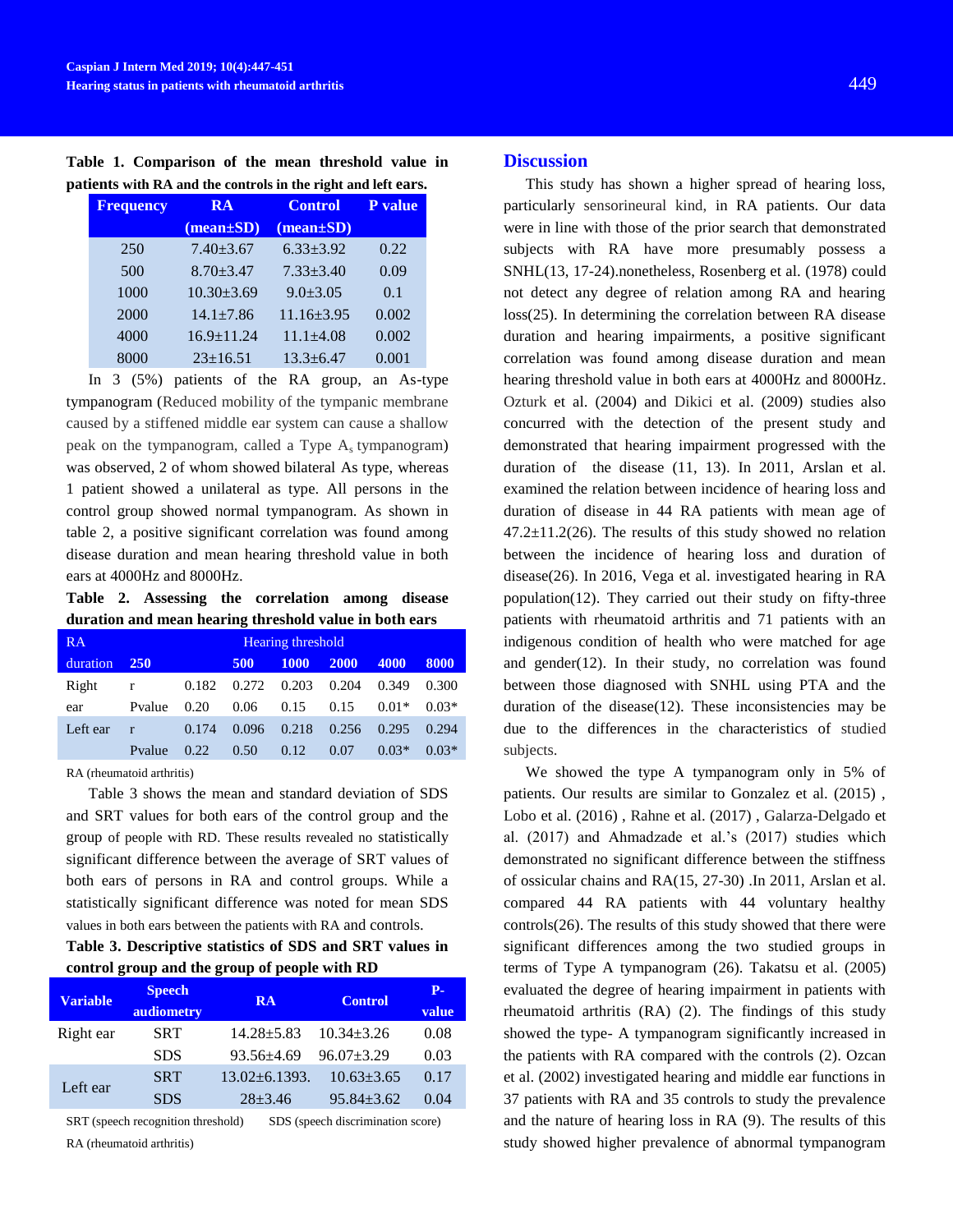**Table 1. Comparison of the mean threshold value in patients with RA and the controls in the right and left ears.**

| Frequency | RA (mean±SD) | Control (mean±SD) | P value |
|---|---|---|---|
| 250 | 7.40±3.67 | 6.33±3.92 | 0.22 |
| 500 | 8.70±3.47 | 7.33±3.40 | 0.09 |
| 1000 | 10.30±3.69 | 9.0±3.05 | 0.1 |
| 2000 | 14.1±7.86 | 11.16±3.95 | 0.002 |
| 4000 | 16.9±11.24 | 11.1±4.08 | 0.002 |
| 8000 | 23±16.51 | 13.3±6.47 | 0.001 |

In 3 (5%) patients of the RA group, an As-type tympanogram (Reduced mobility of the tympanic membrane caused by a stiffened middle ear system can cause a shallow peak on the tympanogram, called a Type $A_s$ tympanogram) was observed, 2 of whom showed bilateral As type, whereas 1 patient showed a unilateral as type. All persons in the control group showed normal tympanogram. As shown in table 2, a positive significant correlation was found among disease duration and mean hearing threshold value in both ears at 4000Hz and 8000Hz.

**Table 2. Assessing the correlation among disease duration and mean hearing threshold value in both ears**

| RA duration | | Hearing threshold 250 | 500 | 1000 | 2000 | 4000 | 8000 |
|---|---|---|---|---|---|---|---|
| Right ear | r | 0.182 | 0.272 | 0.203 | 0.204 | 0.349 | 0.300 |
| | Pvalue | 0.20 | 0.06 | 0.15 | 0.15 | 0.01* | 0.03* |
| Left ear | r | 0.174 | 0.096 | 0.218 | 0.256 | 0.295 | 0.294 |
| | Pvalue | 0.22 | 0.50 | 0.12 | 0.07 | 0.03* | 0.03* |

RA (rheumatoid arthritis)

Table 3 shows the mean and standard deviation of SDS and SRT values for both ears of the control group and the group of people with RD. These results revealed no statistically significant difference between the average of SRT values of both ears of persons in RA and control groups. While a statistically significant difference was noted for mean SDS values in both ears between the patients with RA and controls.

**Table 3. Descriptive statistics of SDS and SRT values in control group and the group of people with RD**

| Variable | Speech audiometry | RA | Control | P-value |
|---|---|---|---|---|
| Right ear | SRT | 14.28±5.83 | 10.34±3.26 | 0.08 |
| | SDS | 93.56±4.69 | 96.07±3.29 | 0.03 |
| Left ear | SRT | 13.02±6.1393. | 10.63±3.65 | 0.17 |
| | SDS | 28±3.46 | 95.84±3.62 | 0.04 |

SRT (speech recognition threshold) SDS (speech discrimination score)

RA (rheumatoid arthritis)

## Discussion

This study has shown a higher spread of hearing loss, particularly sensorineural kind, in RA patients. Our data were in line with those of the prior search that demonstrated subjects with RA have more presumably possess a SNHL(13, 17-24).nonetheless, Rosenberg et al. (1978) could not detect any degree of relation among RA and hearing loss(25). In determining the correlation between RA disease duration and hearing impairments, a positive significant correlation was found among disease duration and mean hearing threshold value in both ears at 4000Hz and 8000Hz. Ozturk et al. (2004) and Dikici et al. (2009) studies also concurred with the detection of the present study and demonstrated that hearing impairment progressed with the duration of the disease (11, 13). In 2011, Arslan et al. examined the relation between incidence of hearing loss and duration of disease in 44 RA patients with mean age of 47.2±11.2(26). The results of this study showed no relation between the incidence of hearing loss and duration of disease(26). In 2016, Vega et al. investigated hearing in RA population(12). They carried out their study on fifty-three patients with rheumatoid arthritis and 71 patients with an indigenous condition of health who were matched for age and gender(12). In their study, no correlation was found between those diagnosed with SNHL using PTA and the duration of the disease(12). These inconsistencies may be due to the differences in the characteristics of studied subjects.

We showed the type A tympanogram only in 5% of patients. Our results are similar to Gonzalez et al. (2015) , Lobo et al. (2016) , Rahne et al. (2017) , Galarza-Delgado et al. (2017) and Ahmadzade et al.'s (2017) studies which demonstrated no significant difference between the stiffness of ossicular chains and RA(15, 27-30) .In 2011, Arslan et al. compared 44 RA patients with 44 voluntary healthy controls(26). The results of this study showed that there were significant differences among the two studied groups in terms of Type A tympanogram (26). Takatsu et al. (2005) evaluated the degree of hearing impairment in patients with rheumatoid arthritis (RA) (2). The findings of this study showed the type- A tympanogram significantly increased in the patients with RA compared with the controls (2). Ozcan et al. (2002) investigated hearing and middle ear functions in 37 patients with RA and 35 controls to study the prevalence and the nature of hearing loss in RA (9). The results of this study showed higher prevalence of abnormal tympanogram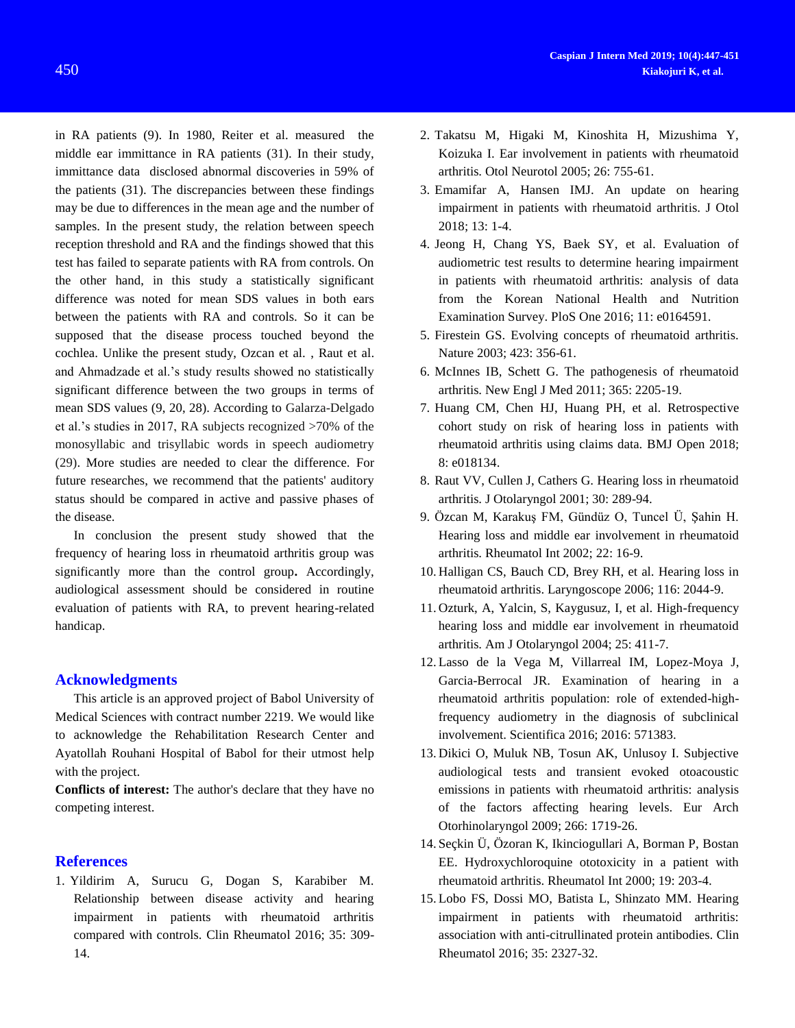in RA patients (9). In 1980, Reiter et al. measured the middle ear immittance in RA patients (31). In their study, immittance data disclosed abnormal discoveries in 59% of the patients (31). The discrepancies between these findings may be due to differences in the mean age and the number of samples. In the present study, the relation between speech reception threshold and RA and the findings showed that this test has failed to separate patients with RA from controls. On the other hand, in this study a statistically significant difference was noted for mean SDS values in both ears between the patients with RA and controls. So it can be supposed that the disease process touched beyond the cochlea. Unlike the present study, Ozcan et al. , Raut et al. and Ahmadzade et al.'s study results showed no statistically significant difference between the two groups in terms of mean SDS values (9, 20, 28). According to Galarza-Delgado et al.'s studies in 2017, RA subjects recognized >70% of the monosyllabic and trisyllabic words in speech audiometry (29). More studies are needed to clear the difference. For future researches, we recommend that the patients' auditory status should be compared in active and passive phases of the disease.

In conclusion the present study showed that the frequency of hearing loss in rheumatoid arthritis group was significantly more than the control group**.** Accordingly, audiological assessment should be considered in routine evaluation of patients with RA, to prevent hearing-related handicap.

## Acknowledgments

This article is an approved project of Babol University of Medical Sciences with contract number 2219. We would like to acknowledge the Rehabilitation Research Center and Ayatollah Rouhani Hospital of Babol for their utmost help with the project.

**Conflicts of interest:** The author's declare that they have no competing interest.

## References

1. Yildirim A, Surucu G, Dogan S, Karabiber M. Relationship between disease activity and hearing impairment in patients with rheumatoid arthritis compared with controls. Clin Rheumatol 2016; 35: 309-14.
2. Takatsu M, Higaki M, Kinoshita H, Mizushima Y, Koizuka I. Ear involvement in patients with rheumatoid arthritis. Otol Neurotol 2005; 26: 755-61.
3. Emamifar A, Hansen IMJ. An update on hearing impairment in patients with rheumatoid arthritis. J Otol 2018; 13: 1-4.
4. Jeong H, Chang YS, Baek SY, et al. Evaluation of audiometric test results to determine hearing impairment in patients with rheumatoid arthritis: analysis of data from the Korean National Health and Nutrition Examination Survey. PloS One 2016; 11: e0164591.
5. Firestein GS. Evolving concepts of rheumatoid arthritis. Nature 2003; 423: 356-61.
6. McInnes IB, Schett G. The pathogenesis of rheumatoid arthritis. New Engl J Med 2011; 365: 2205-19.
7. Huang CM, Chen HJ, Huang PH, et al. Retrospective cohort study on risk of hearing loss in patients with rheumatoid arthritis using claims data. BMJ Open 2018; 8: e018134.
8. Raut VV, Cullen J, Cathers G. Hearing loss in rheumatoid arthritis. J Otolaryngol 2001; 30: 289-94.
9. Özcan M, Karakuş FM, Gündüz O, Tuncel Ü, Şahin H. Hearing loss and middle ear involvement in rheumatoid arthritis. Rheumatol Int 2002; 22: 16-9.
10. Halligan CS, Bauch CD, Brey RH, et al. Hearing loss in rheumatoid arthritis. Laryngoscope 2006; 116: 2044-9.
11. Ozturk, A, Yalcin, S, Kaygusuz, I, et al. High-frequency hearing loss and middle ear involvement in rheumatoid arthritis. Am J Otolaryngol 2004; 25: 411-7.
12. Lasso de la Vega M, Villarreal IM, Lopez-Moya J, Garcia-Berrocal JR. Examination of hearing in a rheumatoid arthritis population: role of extended-high-frequency audiometry in the diagnosis of subclinical involvement. Scientifica 2016; 2016: 571383.
13. Dikici O, Muluk NB, Tosun AK, Unlusoy I. Subjective audiological tests and transient evoked otoacoustic emissions in patients with rheumatoid arthritis: analysis of the factors affecting hearing levels. Eur Arch Otorhinolaryngol 2009; 266: 1719-26.
14. Seçkin Ü, Özoran K, Ikinciogullari A, Borman P, Bostan EE. Hydroxychloroquine ototoxicity in a patient with rheumatoid arthritis. Rheumatol Int 2000; 19: 203-4.
15. Lobo FS, Dossi MO, Batista L, Shinzato MM. Hearing impairment in patients with rheumatoid arthritis: association with anti-citrullinated protein antibodies. Clin Rheumatol 2016; 35: 2327-32.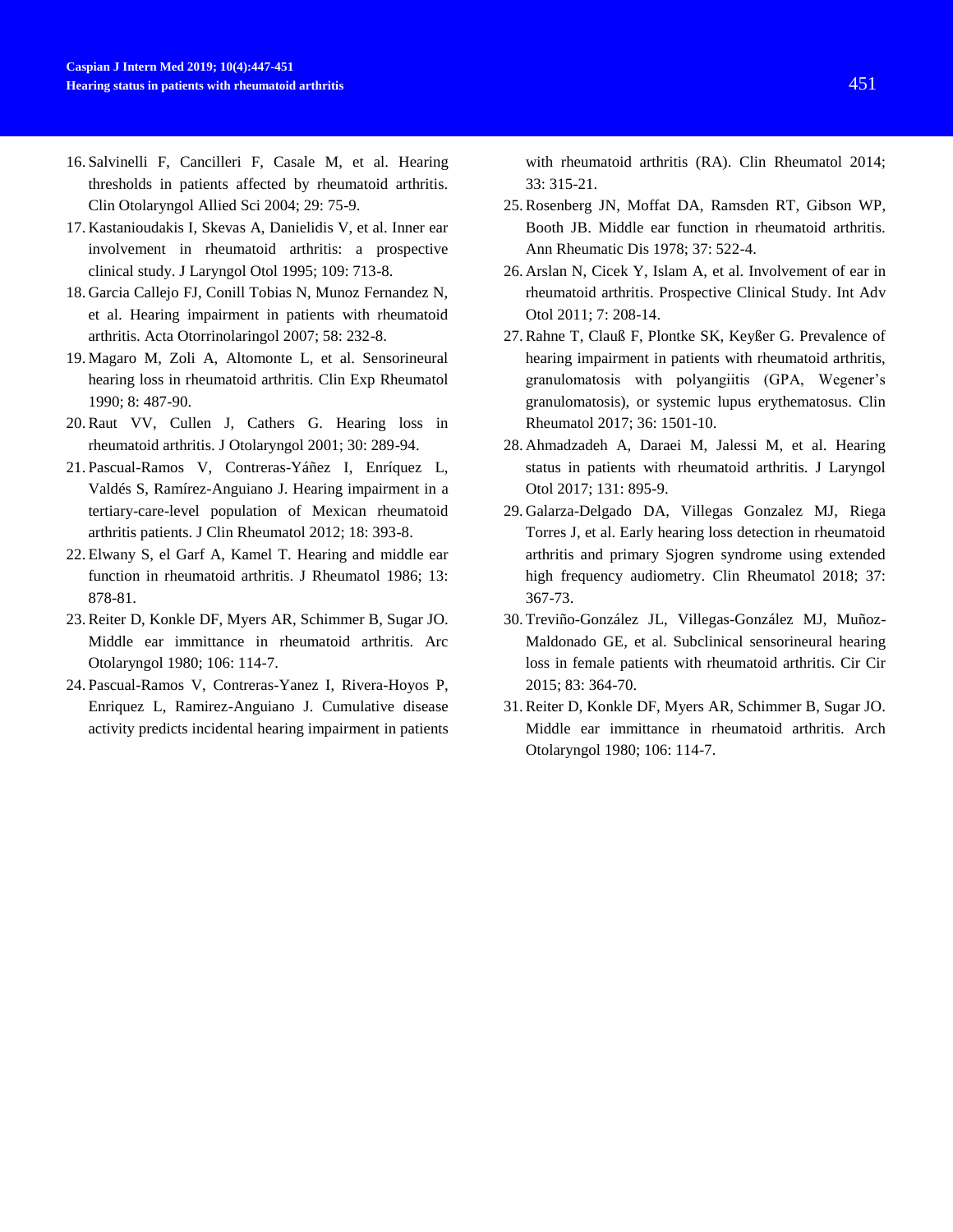16. Salvinelli F, Cancilleri F, Casale M, et al. Hearing thresholds in patients affected by rheumatoid arthritis. Clin Otolaryngol Allied Sci 2004; 29: 75-9.
17. Kastanioudakis I, Skevas A, Danielidis V, et al. Inner ear involvement in rheumatoid arthritis: a prospective clinical study. J Laryngol Otol 1995; 109: 713-8.
18. Garcia Callejo FJ, Conill Tobias N, Munoz Fernandez N, et al. Hearing impairment in patients with rheumatoid arthritis. Acta Otorrinolaringol 2007; 58: 232-8.
19. Magaro M, Zoli A, Altomonte L, et al. Sensorineural hearing loss in rheumatoid arthritis. Clin Exp Rheumatol 1990; 8: 487-90.
20. Raut VV, Cullen J, Cathers G. Hearing loss in rheumatoid arthritis. J Otolaryngol 2001; 30: 289-94.
21. Pascual-Ramos V, Contreras-Yáñez I, Enríquez L, Valdés S, Ramírez-Anguiano J. Hearing impairment in a tertiary-care-level population of Mexican rheumatoid arthritis patients. J Clin Rheumatol 2012; 18: 393-8.
22. Elwany S, el Garf A, Kamel T. Hearing and middle ear function in rheumatoid arthritis. J Rheumatol 1986; 13: 878-81.
23. Reiter D, Konkle DF, Myers AR, Schimmer B, Sugar JO. Middle ear immittance in rheumatoid arthritis. Arc Otolaryngol 1980; 106: 114-7.
24. Pascual-Ramos V, Contreras-Yanez I, Rivera-Hoyos P, Enriquez L, Ramirez-Anguiano J. Cumulative disease activity predicts incidental hearing impairment in patients with rheumatoid arthritis (RA). Clin Rheumatol 2014; 33: 315-21.
25. Rosenberg JN, Moffat DA, Ramsden RT, Gibson WP, Booth JB. Middle ear function in rheumatoid arthritis. Ann Rheumatic Dis 1978; 37: 522-4.
26. Arslan N, Cicek Y, Islam A, et al. Involvement of ear in rheumatoid arthritis. Prospective Clinical Study. Int Adv Otol 2011; 7: 208-14.
27. Rahne T, Clauß F, Plontke SK, Keyßer G. Prevalence of hearing impairment in patients with rheumatoid arthritis, granulomatosis with polyangiitis (GPA, Wegener's granulomatosis), or systemic lupus erythematosus. Clin Rheumatol 2017; 36: 1501-10.
28. Ahmadzadeh A, Daraei M, Jalessi M, et al. Hearing status in patients with rheumatoid arthritis. J Laryngol Otol 2017; 131: 895-9.
29. Galarza-Delgado DA, Villegas Gonzalez MJ, Riega Torres J, et al. Early hearing loss detection in rheumatoid arthritis and primary Sjogren syndrome using extended high frequency audiometry. Clin Rheumatol 2018; 37: 367-73.
30. Treviño-González JL, Villegas-González MJ, Muñoz-Maldonado GE, et al. Subclinical sensorineural hearing loss in female patients with rheumatoid arthritis. Cir Cir 2015; 83: 364-70.
31. Reiter D, Konkle DF, Myers AR, Schimmer B, Sugar JO. Middle ear immittance in rheumatoid arthritis. Arch Otolaryngol 1980; 106: 114-7.